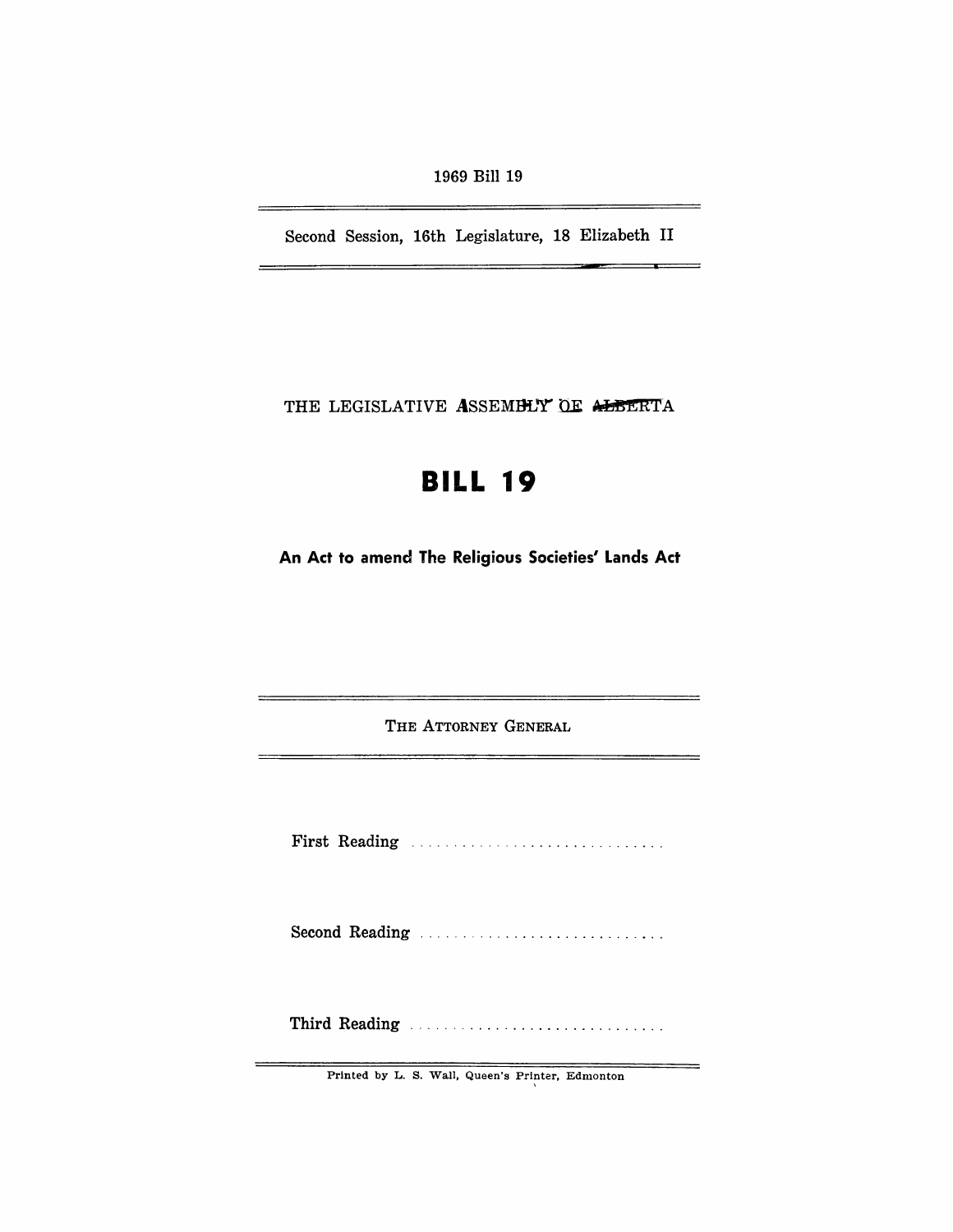1969 Bill 19

Second Session, 16th Legislature, 18 Elizabeth II

THE LEGISLATIVE ASSEMBLY OF ALBERTA

# BILL 19

**An Act to amend The Religious Societies' Lands Act**

THE ATTORNEY GENERAL

First Reading ..............................

Second Reading ..............................

Third Reading ..............................

Printed by L. S. Wall, Queen's Printer, Edmonton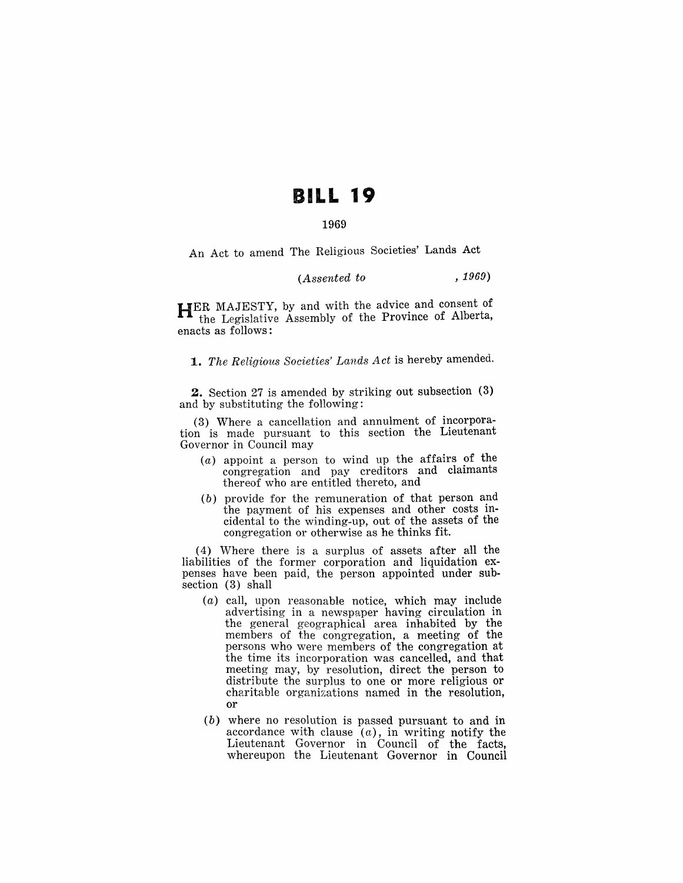# BILL 19

1969

An Act to amend The Religious Societies' Lands Act

*(Assented to , 1969)*

HER MAJESTY, by and with the advice and consent of the Legislative Assembly of the Province of Alberta, enacts as follows:

**1.** *The Religious Societies' Lands Act* is hereby amended.

**2.** Section 27 is amended by striking out subsection (3) and by substituting the following:

(3) Where a cancellation and annulment of incorporation is made pursuant to this section the Lieutenant Governor in Council may

- (*a*) appoint a person to wind up the affairs of the congregation and pay creditors and claimants thereof who are entitled thereto, and
- (*b*) provide for the remuneration of that person and the payment of his expenses and other costs incidental to the winding-up, out of the assets of the congregation or otherwise as he thinks fit.

(4) Where there is a surplus of assets after all the liabilities of the former corporation and liquidation expenses have been paid, the person appointed under subsection (3) shall

- (*a*) call, upon reasonable notice, which may include advertising in a newspaper having circulation in the general geographical area inhabited by the members of the congregation, a meeting of the persons who were members of the congregation at the time its incorporation was cancelled, and that meeting may, by resolution, direct the person to distribute the surplus to one or more religious or charitable organizations named in the resolution, or
- (*b*) where no resolution is passed pursuant to and in accordance with clause (*a*), in writing notify the Lieutenant Governor in Council of the facts, whereupon the Lieutenant Governor in Council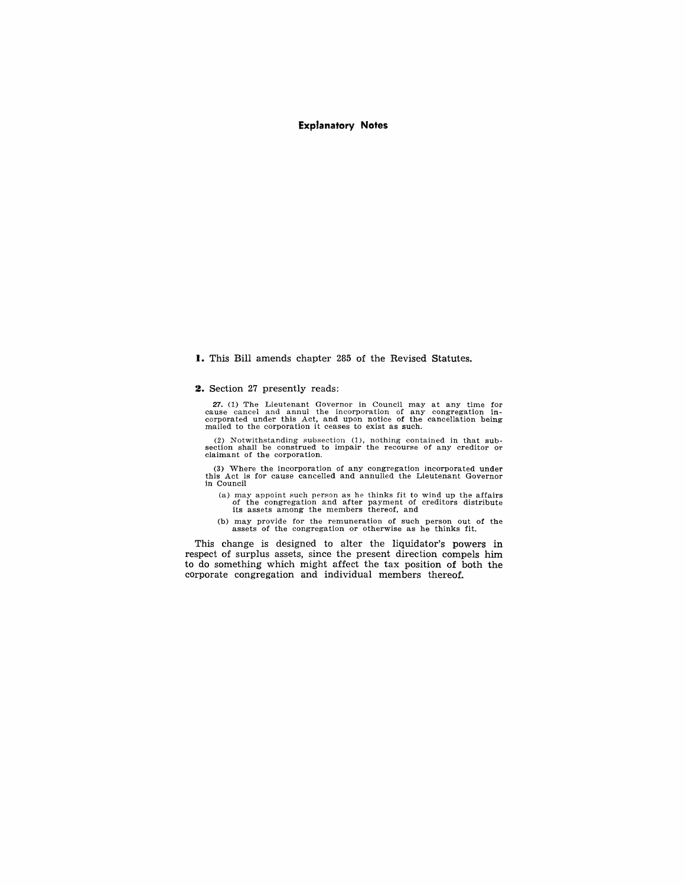## Explanatory Notes

**1.** This Bill amends chapter 285 of the Revised Statutes.

**2.** Section 27 presently reads:

27. (1) The Lieutenant Governor in Council may at any time for cause cancel and annul the incorporation of any congregation incorporated under this Act, and upon notice of the cancellation being mailed to the corporation it ceases to exist as such.

(2) Notwithstanding subsection (1), nothing contained in that subsection shall be construed to impair the recourse of any creditor or claimant of the corporation.

(3) Where the incorporation of any congregation incorporated under this Act is for cause cancelled and annulled the Lieutenant Governor in Council

- (a) may appoint such person as he thinks fit to wind up the affairs of the congregation and after payment of creditors distribute its assets among the members thereof, and
- (b) may provide for the remuneration of such person out of the assets of the congregation or otherwise as he thinks fit.

This change is designed to alter the liquidator's powers in respect of surplus assets, since the present direction compels him to do something which might affect the tax position of both the corporate congregation and individual members thereof.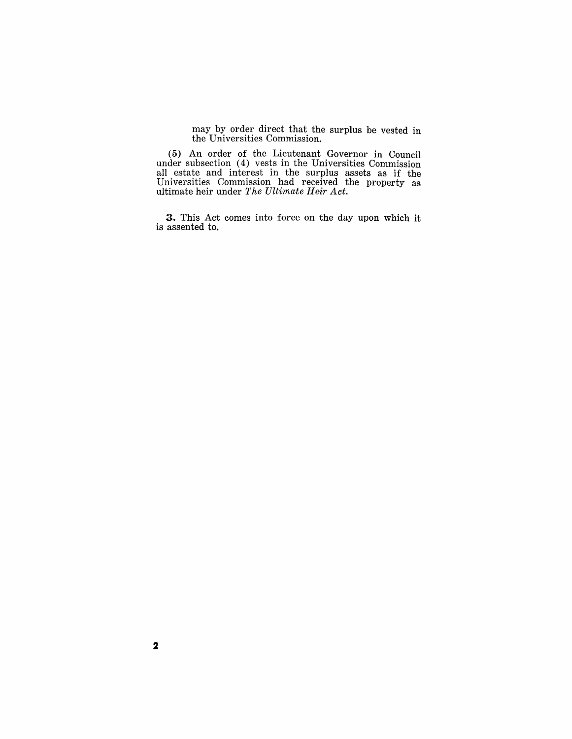may by order direct that the surplus be vested in the Universities Commission.

(5) An order of the Lieutenant Governor in Council under subsection (4) vests in the Universities Commission all estate and interest in the surplus assets as if the Universities Commission had received the property as ultimate heir under *The Ultimate Heir Act.*

**3.** This Act comes into force on the day upon which it is assented to.